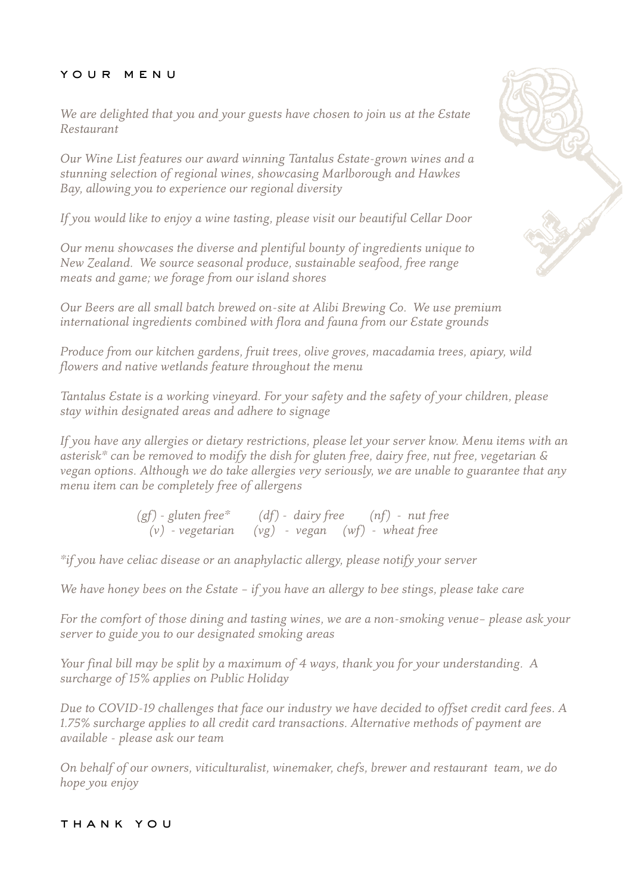# YOUR MENU

*We are delighted that you and your guests have chosen to join us at the Estate Restaurant*

*Our Wine List features our award winning Tantalus Estate-grown wines and a stunning selection of regional wines, showcasing Marlborough and Hawkes Bay, allowing you to experience our regional diversity*

*If you would like to enjoy a wine tasting, please visit our beautiful Cellar Door*

*Our menu showcases the diverse and plentiful bounty of ingredients unique to New Zealand. We source seasonal produce, sustainable seafood, free range meats and game; we forage from our island shores*

*Our Beers are all small batch brewed on-site at Alibi Brewing Co. We use premium international ingredients combined with flora and fauna from our Estate grounds*

*Produce from our kitchen gardens, fruit trees, olive groves, macadamia trees, apiary, wild flowers and native wetlands feature throughout the menu*

*Tantalus Estate is a working vineyard. For your safety and the safety of your children, please stay within designated areas and adhere to signage*

*If you have any allergies or dietary restrictions, please let your server know. Menu items with an asterisk* can be removed to modify the dish for gluten free, dairy free, nut free, vegetarian & vegan options. Although we do take allergies very seriously, we are unable to guarantee that any menu item can be completely free of allergens*

*(gf) - gluten free*   (df) - dairy free   (nf) - nut free*
*(v) - vegetarian   (vg) - vegan   (wf) - wheat free*

**if you have celiac disease or an anaphylactic allergy, please notify your server*

*We have honey bees on the Estate – if you have an allergy to bee stings, please take care*

*For the comfort of those dining and tasting wines, we are a non-smoking venue– please ask your server to guide you to our designated smoking areas*

*Your final bill may be split by a maximum of 4 ways, thank you for your understanding. A surcharge of 15% applies on Public Holiday*

*Due to COVID-19 challenges that face our industry we have decided to offset credit card fees. A 1.75% surcharge applies to all credit card transactions. Alternative methods of payment are available - please ask our team*

*On behalf of our owners, viticulturalist, winemaker, chefs, brewer and restaurant team, we do hope you enjoy*

THANK YOU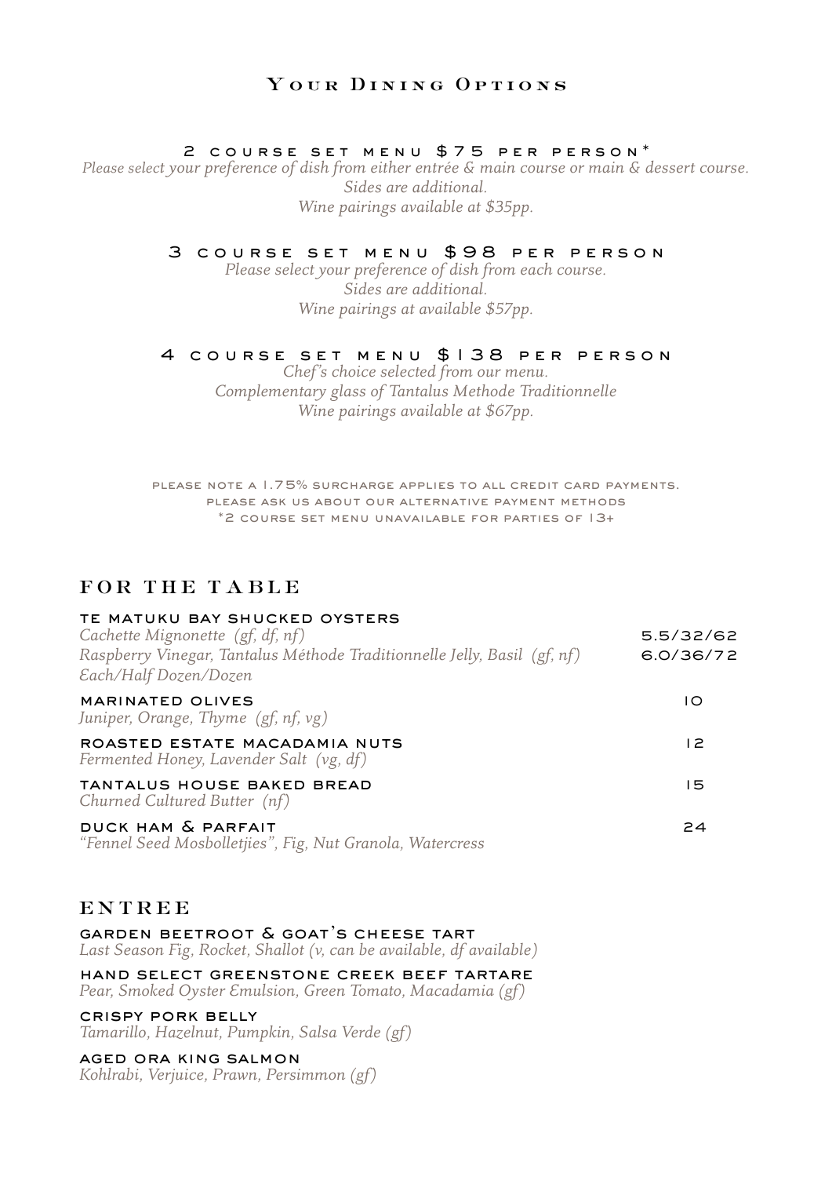## Your Dining Options

### 2 course set menu $75 per person*

*Please select your preference of dish from either entrée & main course or main & dessert course.*
*Sides are additional.*
*Wine pairings available at $35pp.*

### 3 course set menu $98 per person

*Please select your preference of dish from each course.*
*Sides are additional.*
*Wine pairings at available $57pp.*

### 4 course set menu $138 per person

*Chef's choice selected from our menu.*
*Complementary glass of Tantalus Methode Traditionnelle*
*Wine pairings available at $67pp.*

please note a 1.75% surcharge applies to all credit card payments.
please ask us about our alternative payment methods
*2 course set menu unavailable for parties of 13+

## FOR THE TABLE

**TE MATUKU BAY SHUCKED OYSTERS**
*Cachette Mignonette (gf, df, nf)* — 5.5/32/62
*Raspberry Vinegar, Tantalus Méthode Traditionnelle Jelly, Basil (gf, nf)* — 6.0/36/72
*Each/Half Dozen/Dozen*

**MARINATED OLIVES** — 10
*Juniper, Orange, Thyme (gf, nf, vg)*

**ROASTED ESTATE MACADAMIA NUTS** — 12
*Fermented Honey, Lavender Salt (vg, df)*

**TANTALUS HOUSE BAKED BREAD** — 15
*Churned Cultured Butter (nf)*

**DUCK HAM & PARFAIT** — 24
*"Fennel Seed Mosbolletjies", Fig, Nut Granola, Watercress*

## ENTREE

**GARDEN BEETROOT & GOAT'S CHEESE TART**
*Last Season Fig, Rocket, Shallot (v, can be available, df available)*

**HAND SELECT GREENSTONE CREEK BEEF TARTARE**
*Pear, Smoked Oyster Emulsion, Green Tomato, Macadamia (gf)*

**CRISPY PORK BELLY**
*Tamarillo, Hazelnut, Pumpkin, Salsa Verde (gf)*

**AGED ORA KING SALMON**
*Kohlrabi, Verjuice, Prawn, Persimmon (gf)*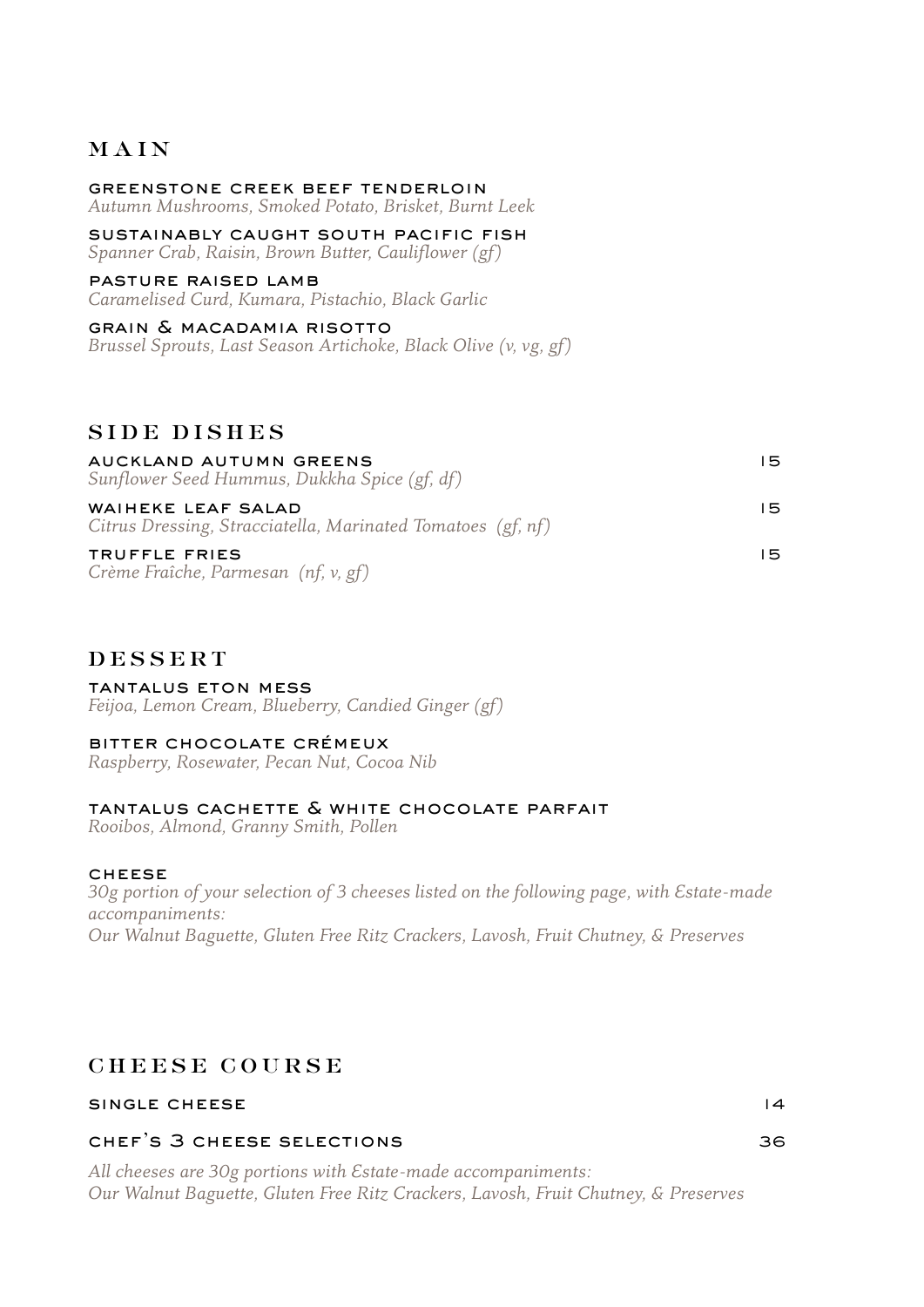## MAIN

**GREENSTONE CREEK BEEF TENDERLOIN**
*Autumn Mushrooms, Smoked Potato, Brisket, Burnt Leek*

**SUSTAINABLY CAUGHT SOUTH PACIFIC FISH**
*Spanner Crab, Raisin, Brown Butter, Cauliflower (gf)*

**PASTURE RAISED LAMB**
*Caramelised Curd, Kumara, Pistachio, Black Garlic*

**GRAIN & MACADAMIA RISOTTO**
*Brussel Sprouts, Last Season Artichoke, Black Olive (v, vg, gf)*

## SIDE DISHES

**AUCKLAND AUTUMN GREENS** 15
*Sunflower Seed Hummus, Dukkha Spice (gf, df)*

**WAIHEKE LEAF SALAD** 15
*Citrus Dressing, Stracciatella, Marinated Tomatoes (gf, nf)*

**TRUFFLE FRIES** 15
*Crème Fraîche, Parmesan (nf, v, gf)*

## DESSERT

**TANTALUS ETON MESS**
*Feijoa, Lemon Cream, Blueberry, Candied Ginger (gf)*

**BITTER CHOCOLATE CRÉMEUX**
*Raspberry, Rosewater, Pecan Nut, Cocoa Nib*

**TANTALUS CACHETTE & WHITE CHOCOLATE PARFAIT**
*Rooibos, Almond, Granny Smith, Pollen*

**CHEESE**
*30g portion of your selection of 3 cheeses listed on the following page, with Estate-made accompaniments:*
*Our Walnut Baguette, Gluten Free Ritz Crackers, Lavosh, Fruit Chutney, & Preserves*

## CHEESE COURSE

**SINGLE CHEESE** 14

**CHEF'S 3 CHEESE SELECTIONS** 36

*All cheeses are 30g portions with Estate-made accompaniments:*
*Our Walnut Baguette, Gluten Free Ritz Crackers, Lavosh, Fruit Chutney, & Preserves*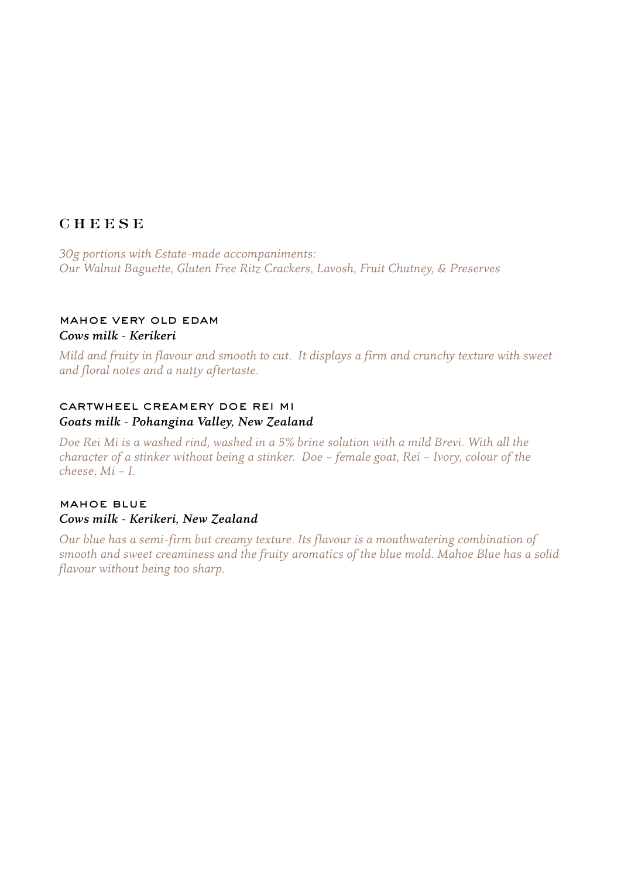# CHEESE

*30g portions with Estate-made accompaniments:*
*Our Walnut Baguette, Gluten Free Ritz Crackers, Lavosh, Fruit Chutney, & Preserves*

### MAHOE VERY OLD EDAM
***Cows milk - Kerikeri***

*Mild and fruity in flavour and smooth to cut. It displays a firm and crunchy texture with sweet and floral notes and a nutty aftertaste.*

### CARTWHEEL CREAMERY DOE REI MI
***Goats milk - Pohangina Valley, New Zealand***

*Doe Rei Mi is a washed rind, washed in a 5% brine solution with a mild Brevi. With all the character of a stinker without being a stinker. Doe – female goat, Rei – Ivory, colour of the cheese, Mi – I.*

### MAHOE BLUE
***Cows milk - Kerikeri, New Zealand***

*Our blue has a semi-firm but creamy texture. Its flavour is a mouthwatering combination of smooth and sweet creaminess and the fruity aromatics of the blue mold. Mahoe Blue has a solid flavour without being too sharp.*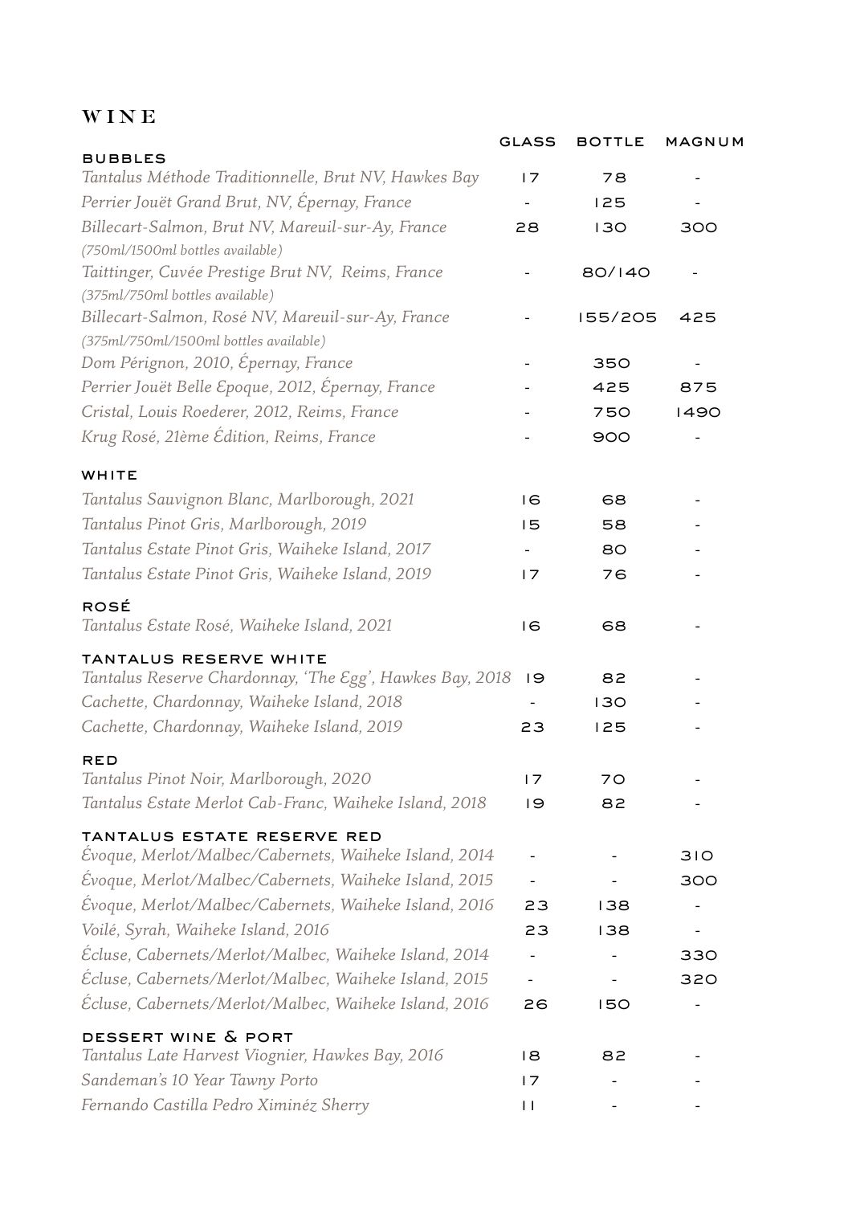# WINE

| | GLASS | BOTTLE | MAGNUM |
|---|---|---|---|
| **BUBBLES** | | | |
| *Tantalus Méthode Traditionnelle, Brut NV, Hawkes Bay* | 17 | 78 | - |
| *Perrier Jouët Grand Brut, NV, Épernay, France* | - | 125 | - |
| *Billecart-Salmon, Brut NV, Mareuil-sur-Ay, France (750ml/1500ml bottles available)* | 28 | 130 | 300 |
| *Taittinger, Cuvée Prestige Brut NV, Reims, France (375ml/750ml bottles available)* | - | 80/140 | - |
| *Billecart-Salmon, Rosé NV, Mareuil-sur-Ay, France (375ml/750ml/1500ml bottles available)* | - | 155/205 | 425 |
| *Dom Pérignon, 2010, Épernay, France* | - | 350 | - |
| *Perrier Jouët Belle Epoque, 2012, Épernay, France* | - | 425 | 875 |
| *Cristal, Louis Roederer, 2012, Reims, France* | - | 750 | 1490 |
| *Krug Rosé, 21ème Édition, Reims, France* | - | 900 | - |
| **WHITE** | | | |
| *Tantalus Sauvignon Blanc, Marlborough, 2021* | 16 | 68 | - |
| *Tantalus Pinot Gris, Marlborough, 2019* | 15 | 58 | - |
| *Tantalus Estate Pinot Gris, Waiheke Island, 2017* | - | 80 | - |
| *Tantalus Estate Pinot Gris, Waiheke Island, 2019* | 17 | 76 | - |
| **ROSÉ** | | | |
| *Tantalus Estate Rosé, Waiheke Island, 2021* | 16 | 68 | - |
| **TANTALUS RESERVE WHITE** | | | |
| *Tantalus Reserve Chardonnay, 'The Egg', Hawkes Bay, 2018* | 19 | 82 | - |
| *Cachette, Chardonnay, Waiheke Island, 2018* | - | 130 | - |
| *Cachette, Chardonnay, Waiheke Island, 2019* | 23 | 125 | - |
| **RED** | | | |
| *Tantalus Pinot Noir, Marlborough, 2020* | 17 | 70 | - |
| *Tantalus Estate Merlot Cab-Franc, Waiheke Island, 2018* | 19 | 82 | - |
| **TANTALUS ESTATE RESERVE RED** | | | |
| *Évoque, Merlot/Malbec/Cabernets, Waiheke Island, 2014* | - | - | 310 |
| *Évoque, Merlot/Malbec/Cabernets, Waiheke Island, 2015* | - | - | 300 |
| *Évoque, Merlot/Malbec/Cabernets, Waiheke Island, 2016* | 23 | 138 | - |
| *Voilé, Syrah, Waiheke Island, 2016* | 23 | 138 | - |
| *Écluse, Cabernets/Merlot/Malbec, Waiheke Island, 2014* | - | - | 330 |
| *Écluse, Cabernets/Merlot/Malbec, Waiheke Island, 2015* | - | - | 320 |
| *Écluse, Cabernets/Merlot/Malbec, Waiheke Island, 2016* | 26 | 150 | - |
| **DESSERT WINE & PORT** | | | |
| *Tantalus Late Harvest Viognier, Hawkes Bay, 2016* | 18 | 82 | - |
| *Sandeman's 10 Year Tawny Porto* | 17 | - | - |
| *Fernando Castilla Pedro Ximinéz Sherry* | 11 | - | - |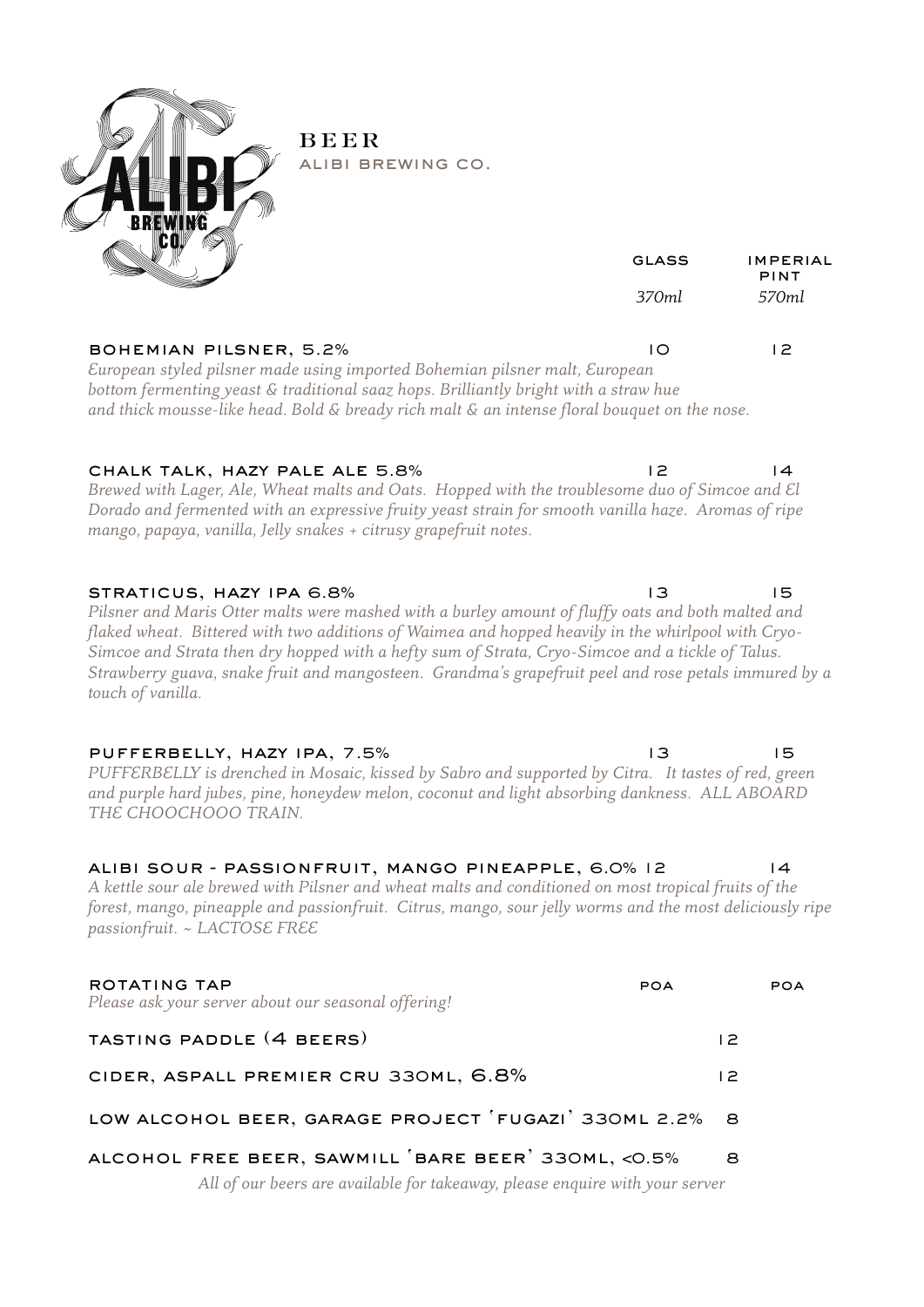# BEER

## ALIBI BREWING CO.

| | GLASS 370ml | IMPERIAL PINT 570ml |
|---|---|---|
| **BOHEMIAN PILSNER, 5.2%** | 10 | 12 |
| **CHALK TALK, HAZY PALE ALE 5.8%** | 12 | 14 |
| **STRATICUS, HAZY IPA 6.8%** | 13 | 15 |
| **PUFFERBELLY, HAZY IPA, 7.5%** | 13 | 15 |
| **ALIBI SOUR - PASSIONFRUIT, MANGO PINEAPPLE, 6.0%** | 12 | 14 |
| **ROTATING TAP** | POA | POA |

**BOHEMIAN PILSNER, 5.2%** — 10 / 12

*European styled pilsner made using imported Bohemian pilsner malt, European bottom fermenting yeast & traditional saaz hops. Brilliantly bright with a straw hue and thick mousse-like head. Bold & bready rich malt & an intense floral bouquet on the nose.*

**CHALK TALK, HAZY PALE ALE 5.8%** — 12 / 14

*Brewed with Lager, Ale, Wheat malts and Oats. Hopped with the troublesome duo of Simcoe and El Dorado and fermented with an expressive fruity yeast strain for smooth vanilla haze. Aromas of ripe mango, papaya, vanilla, Jelly snakes + citrusy grapefruit notes.*

**STRATICUS, HAZY IPA 6.8%** — 13 / 15

*Pilsner and Maris Otter malts were mashed with a burley amount of fluffy oats and both malted and flaked wheat. Bittered with two additions of Waimea and hopped heavily in the whirlpool with Cryo-Simcoe and Strata then dry hopped with a hefty sum of Strata, Cryo-Simcoe and a tickle of Talus. Strawberry guava, snake fruit and mangosteen. Grandma's grapefruit peel and rose petals immured by a touch of vanilla.*

**PUFFERBELLY, HAZY IPA, 7.5%** — 13 / 15

*PUFFERBELLY is drenched in Mosaic, kissed by Sabro and supported by Citra. It tastes of red, green and purple hard jubes, pine, honeydew melon, coconut and light absorbing dankness. ALL ABOARD THE CHOOCHOOO TRAIN.*

**ALIBI SOUR - PASSIONFRUIT, MANGO PINEAPPLE, 6.0%** — 12 / 14

*A kettle sour ale brewed with Pilsner and wheat malts and conditioned on most tropical fruits of the forest, mango, pineapple and passionfruit. Citrus, mango, sour jelly worms and the most deliciously ripe passionfruit. ~ LACTOSE FREE*

**ROTATING TAP** — POA / POA

*Please ask your server about our seasonal offering!*

**TASTING PADDLE (4 BEERS)** — 12

**CIDER, ASPALL PREMIER CRU 330ML, 6.8%** — 12

**LOW ALCOHOL BEER, GARAGE PROJECT 'FUGAZI' 330ML 2.2%** — 8

**ALCOHOL FREE BEER, SAWMILL 'BARE BEER' 330ML, <0.5%** — 8

*All of our beers are available for takeaway, please enquire with your server*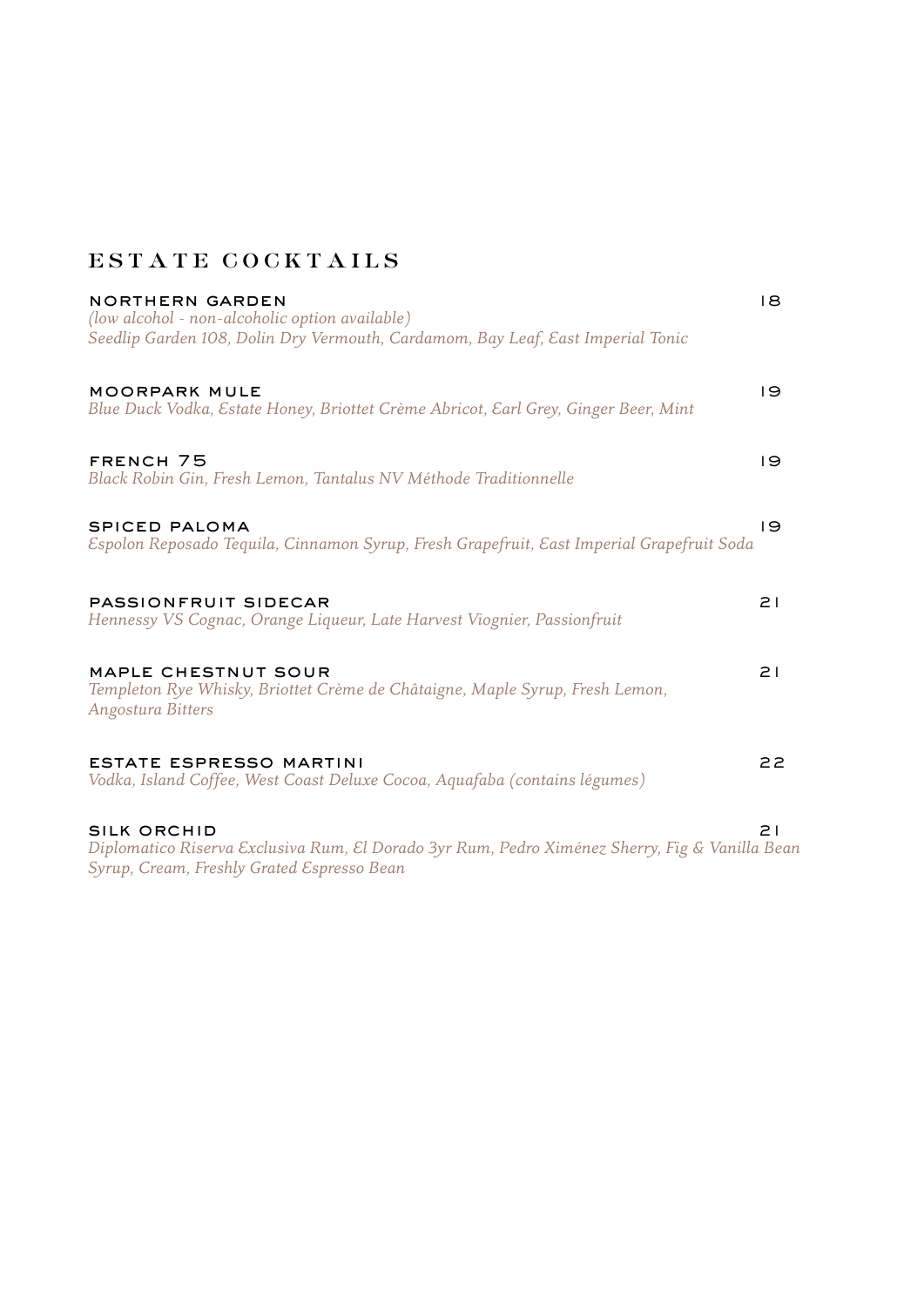# ESTATE COCKTAILS

**NORTHERN GARDEN** 18
*(low alcohol - non-alcoholic option available)*
*Seedlip Garden 108, Dolin Dry Vermouth, Cardamom, Bay Leaf, East Imperial Tonic*

**MOORPARK MULE** 19
*Blue Duck Vodka, Estate Honey, Briottet Crème Abricot, Earl Grey, Ginger Beer, Mint*

**FRENCH 75** 19
*Black Robin Gin, Fresh Lemon, Tantalus NV Méthode Traditionnelle*

**SPICED PALOMA** 19
*Espolon Reposado Tequila, Cinnamon Syrup, Fresh Grapefruit, East Imperial Grapefruit Soda*

**PASSIONFRUIT SIDECAR** 21
*Hennessy VS Cognac, Orange Liqueur, Late Harvest Viognier, Passionfruit*

**MAPLE CHESTNUT SOUR** 21
*Templeton Rye Whisky, Briottet Crème de Châtaigne, Maple Syrup, Fresh Lemon, Angostura Bitters*

**ESTATE ESPRESSO MARTINI** 22
*Vodka, Island Coffee, West Coast Deluxe Cocoa, Aquafaba (contains légumes)*

**SILK ORCHID** 21
*Diplomatico Riserva Exclusiva Rum, El Dorado 3yr Rum, Pedro Ximénez Sherry, Fig & Vanilla Bean Syrup, Cream, Freshly Grated Espresso Bean*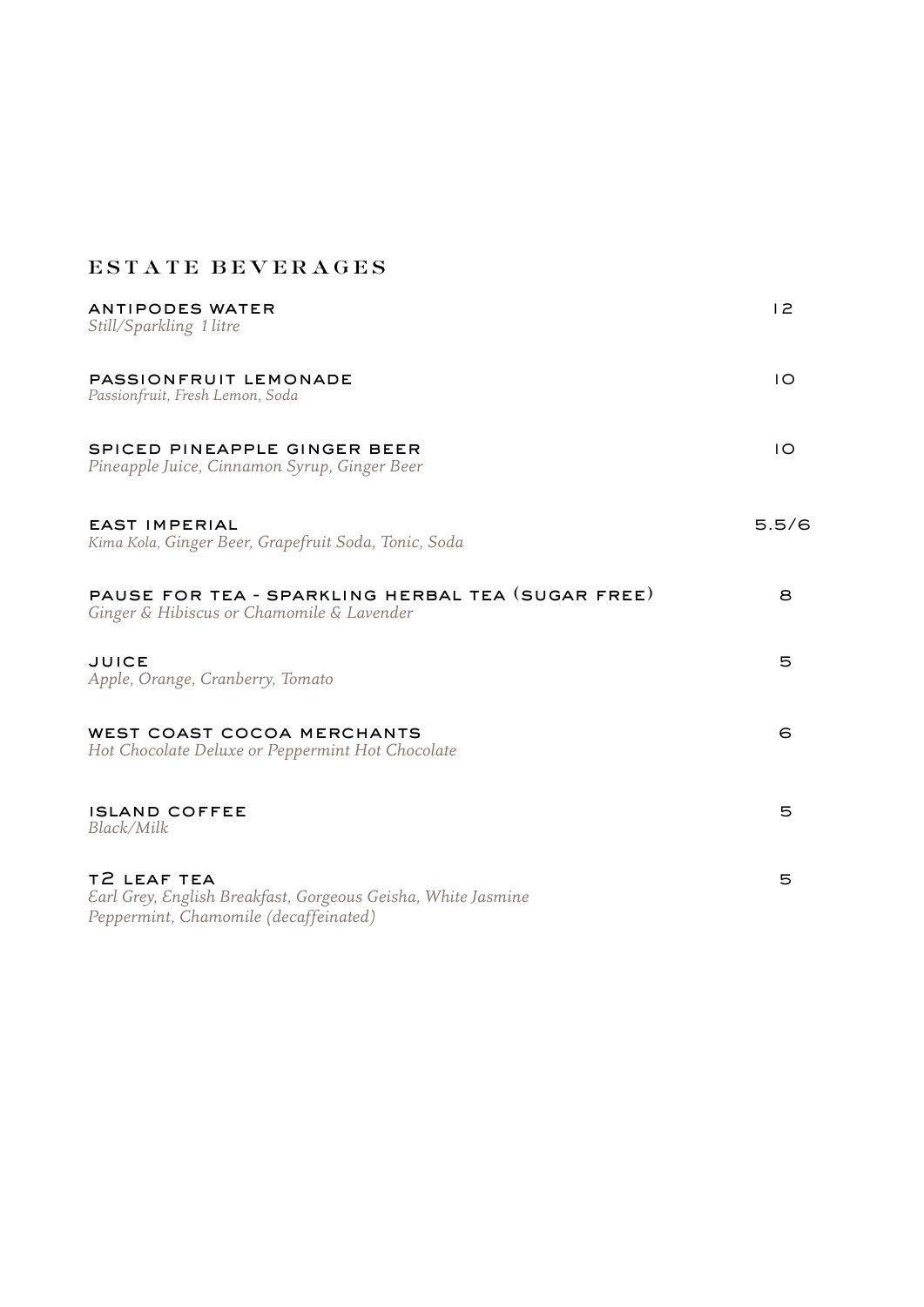# ESTATE BEVERAGES

**ANTIPODES WATER** 12
*Still/Sparkling 1 litre*

**PASSIONFRUIT LEMONADE** 10
*Passionfruit, Fresh Lemon, Soda*

**SPICED PINEAPPLE GINGER BEER** 10
*Pineapple Juice, Cinnamon Syrup, Ginger Beer*

**EAST IMPERIAL** 5.5/6
*Kima Kola, Ginger Beer, Grapefruit Soda, Tonic, Soda*

**PAUSE FOR TEA - SPARKLING HERBAL TEA (SUGAR FREE)** 8
*Ginger & Hibiscus or Chamomile & Lavender*

**JUICE** 5
*Apple, Orange, Cranberry, Tomato*

**WEST COAST COCOA MERCHANTS** 6
*Hot Chocolate Deluxe or Peppermint Hot Chocolate*

**ISLAND COFFEE** 5
*Black/Milk*

**T2 LEAF TEA** 5
*Earl Grey, English Breakfast, Gorgeous Geisha, White Jasmine*
*Peppermint, Chamomile (decaffeinated)*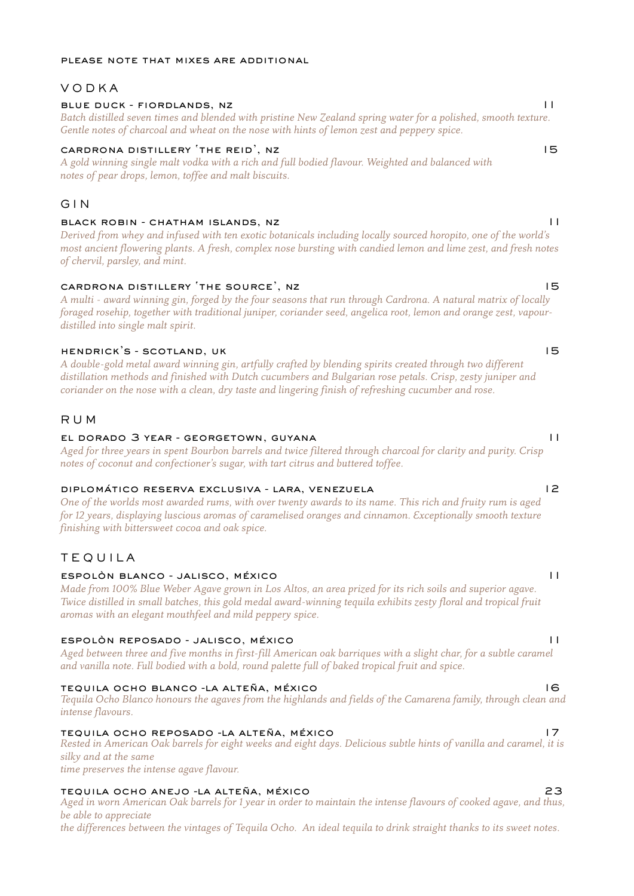PLEASE NOTE THAT MIXES ARE ADDITIONAL

## VODKA

### BLUE DUCK - FIORDLANDS, NZ — 11

*Batch distilled seven times and blended with pristine New Zealand spring water for a polished, smooth texture. Gentle notes of charcoal and wheat on the nose with hints of lemon zest and peppery spice.*

### CARDRONA DISTILLERY 'THE REID', NZ — 15

*A gold winning single malt vodka with a rich and full bodied flavour. Weighted and balanced with notes of pear drops, lemon, toffee and malt biscuits.*

## GIN

### BLACK ROBIN - CHATHAM ISLANDS, NZ — 11

*Derived from whey and infused with ten exotic botanicals including locally sourced horopito, one of the world's most ancient flowering plants. A fresh, complex nose bursting with candied lemon and lime zest, and fresh notes of chervil, parsley, and mint.*

### CARDRONA DISTILLERY 'THE SOURCE', NZ — 15

*A multi - award winning gin, forged by the four seasons that run through Cardrona. A natural matrix of locally foraged rosehip, together with traditional juniper, coriander seed, angelica root, lemon and orange zest, vapour-distilled into single malt spirit.*

### HENDRICK'S - SCOTLAND, UK — 15

*A double-gold metal award winning gin, artfully crafted by blending spirits created through two different distillation methods and finished with Dutch cucumbers and Bulgarian rose petals. Crisp, zesty juniper and coriander on the nose with a clean, dry taste and lingering finish of refreshing cucumber and rose.*

## RUM

### EL DORADO 3 YEAR - GEORGETOWN, GUYANA — 11

*Aged for three years in spent Bourbon barrels and twice filtered through charcoal for clarity and purity. Crisp notes of coconut and confectioner's sugar, with tart citrus and buttered toffee.*

### DIPLOMÁTICO RESERVA EXCLUSIVA - LARA, VENEZUELA — 12

*One of the worlds most awarded rums, with over twenty awards to its name. This rich and fruity rum is aged for 12 years, displaying luscious aromas of caramelised oranges and cinnamon. Exceptionally smooth texture finishing with bittersweet cocoa and oak spice.*

## TEQUILA

### ESPOLÒN BLANCO - JALISCO, MÉXICO — 11

*Made from 100% Blue Weber Agave grown in Los Altos, an area prized for its rich soils and superior agave. Twice distilled in small batches, this gold medal award-winning tequila exhibits zesty floral and tropical fruit aromas with an elegant mouthfeel and mild peppery spice.*

### ESPOLÒN REPOSADO - JALISCO, MÉXICO — 11

*Aged between three and five months in first-fill American oak barriques with a slight char, for a subtle caramel and vanilla note. Full bodied with a bold, round palette full of baked tropical fruit and spice.*

### TEQUILA OCHO BLANCO -LA ALTEÑA, MÉXICO — 16

*Tequila Ocho Blanco honours the agaves from the highlands and fields of the Camarena family, through clean and intense flavours.*

### TEQUILA OCHO REPOSADO -LA ALTEÑA, MÉXICO — 17

*Rested in American Oak barrels for eight weeks and eight days. Delicious subtle hints of vanilla and caramel, it is silky and at the same time preserves the intense agave flavour.*

### TEQUILA OCHO ANEJO -LA ALTEÑA, MÉXICO — 23

*Aged in worn American Oak barrels for 1 year in order to maintain the intense flavours of cooked agave, and thus, be able to appreciate the differences between the vintages of Tequila Ocho. An ideal tequila to drink straight thanks to its sweet notes.*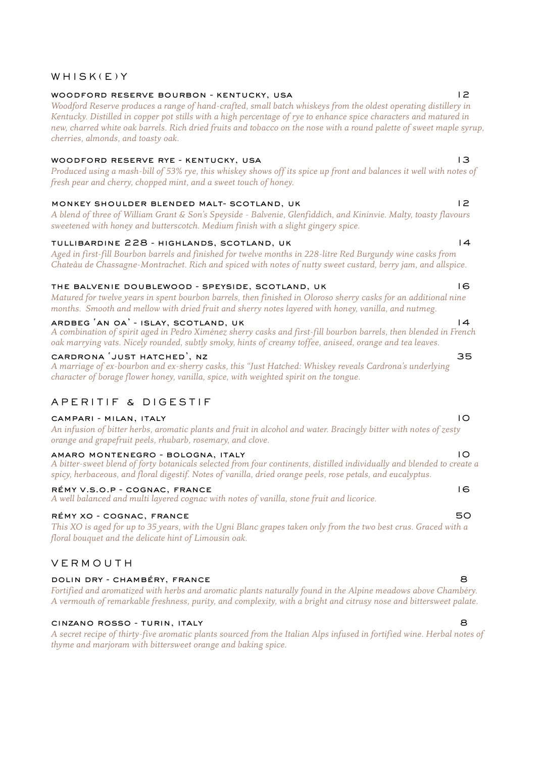## WHISK(E)Y

### WOODFORD RESERVE BOURBON - KENTUCKY, USA — 12

*Woodford Reserve produces a range of hand-crafted, small batch whiskeys from the oldest operating distillery in Kentucky. Distilled in copper pot stills with a high percentage of rye to enhance spice characters and matured in new, charred white oak barrels. Rich dried fruits and tobacco on the nose with a round palette of sweet maple syrup, cherries, almonds, and toasty oak.*

### WOODFORD RESERVE RYE - KENTUCKY, USA — 13

*Produced using a mash-bill of 53% rye, this whiskey shows off its spice up front and balances it well with notes of fresh pear and cherry, chopped mint, and a sweet touch of honey.*

### MONKEY SHOULDER BLENDED MALT- SCOTLAND, UK — 12

*A blend of three of William Grant & Son's Speyside - Balvenie, Glenfiddich, and Kininvie. Malty, toasty flavours sweetened with honey and butterscotch. Medium finish with a slight gingery spice.*

### TULLIBARDINE 228 - HIGHLANDS, SCOTLAND, UK — 14

*Aged in first-fill Bourbon barrels and finished for twelve months in 228-litre Red Burgundy wine casks from Chateâu de Chassagne-Montrachet. Rich and spiced with notes of nutty sweet custard, berry jam, and allspice.*

### THE BALVENIE DOUBLEWOOD - SPEYSIDE, SCOTLAND, UK — 16

*Matured for twelve years in spent bourbon barrels, then finished in Oloroso sherry casks for an additional nine months. Smooth and mellow with dried fruit and sherry notes layered with honey, vanilla, and nutmeg.*

### ARDBEG 'AN OA' - ISLAY, SCOTLAND, UK — 14

*A combination of spirit aged in Pedro Ximénez sherry casks and first-fill bourbon barrels, then blended in French oak marrying vats. Nicely rounded, subtly smoky, hints of creamy toffee, aniseed, orange and tea leaves.*

### CARDRONA 'JUST HATCHED', NZ — 35

*A marriage of ex-bourbon and ex-sherry casks, this "Just Hatched: Whiskey reveals Cardrona's underlying character of borage flower honey, vanilla, spice, with weighted spirit on the tongue.*

## APERITIF & DIGESTIF

### CAMPARI - MILAN, ITALY — 10

*An infusion of bitter herbs, aromatic plants and fruit in alcohol and water. Bracingly bitter with notes of zesty orange and grapefruit peels, rhubarb, rosemary, and clove.*

### AMARO MONTENEGRO - BOLOGNA, ITALY — 10

*A bitter-sweet blend of forty botanicals selected from four continents, distilled individually and blended to create a spicy, herbaceous, and floral digestif. Notes of vanilla, dried orange peels, rose petals, and eucalyptus.*

### RÉMY V.S.O.P - COGNAC, FRANCE — 16

*A well balanced and multi layered cognac with notes of vanilla, stone fruit and licorice.*

### RÉMY XO - COGNAC, FRANCE — 50

*This XO is aged for up to 35 years, with the Ugni Blanc grapes taken only from the two best crus. Graced with a floral bouquet and the delicate hint of Limousin oak.*

## VERMOUTH

### DOLIN DRY - CHAMBÉRY, FRANCE — 8

*Fortified and aromatized with herbs and aromatic plants naturally found in the Alpine meadows above Chambéry. A vermouth of remarkable freshness, purity, and complexity, with a bright and citrusy nose and bittersweet palate.*

### CINZANO ROSSO - TURIN, ITALY — 8

*A secret recipe of thirty-five aromatic plants sourced from the Italian Alps infused in fortified wine. Herbal notes of thyme and marjoram with bittersweet orange and baking spice.*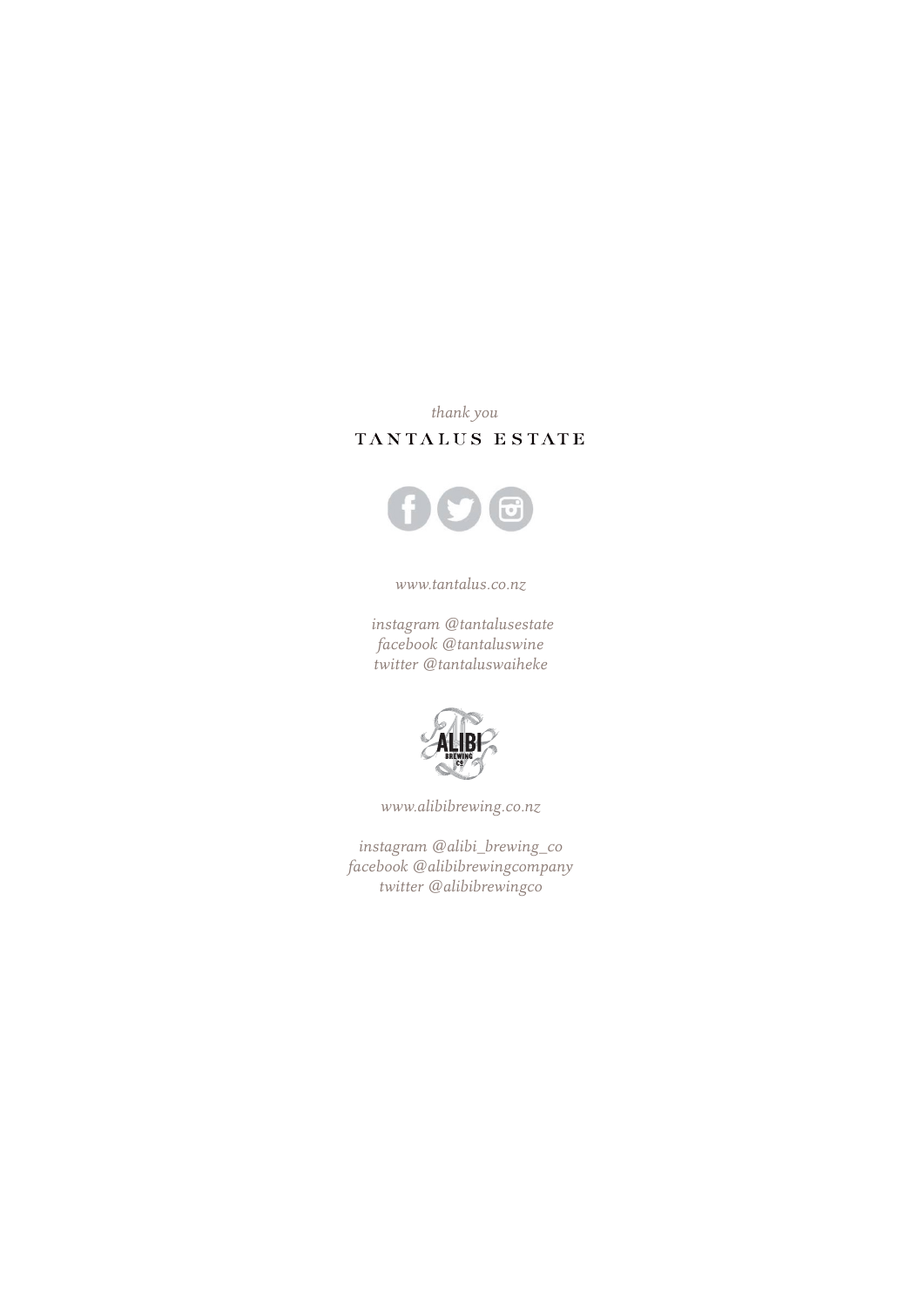*thank you*

TANTALUS ESTATE

*www.tantalus.co.nz*

*instagram @tantalusestate*
*facebook @tantaluswine*
*twitter @tantaluswaiheke*

ALIBI BREWING CO

*www.alibibrewing.co.nz*

*instagram @alibi_brewing_co*
*facebook @alibibrewingcompany*
*twitter @alibibrewingco*